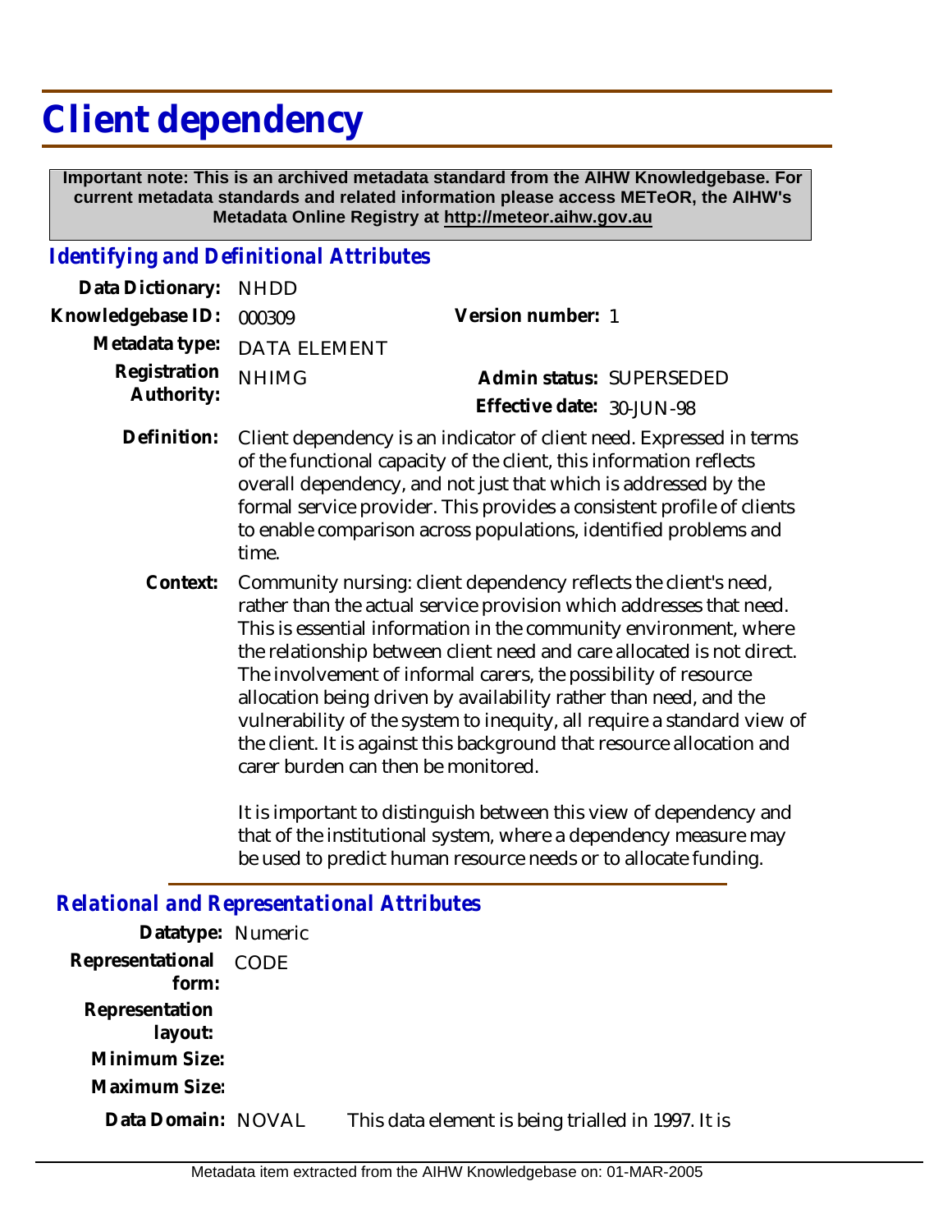# Client dependency

**Important note: This is an archived metadata standard from the AIHW Knowledgebase. For current metadata standards and related information please access METeOR, the AIHW's Metadata Online Registry at http://meteor.aihw.gov.au**

## *Identifying and Definitional Attributes*

**Data Dictionary:** NHDD

**Knowledgebase ID:** 000309

**Version number:** 1

**Metadata type:** DATA ELEMENT

**Registration Authority:** NHIMG

**Admin status:** SUPERSEDED

**Effective date:** 30-JUN-98

**Definition:** Client dependency is an indicator of client need. Expressed in terms of the functional capacity of the client, this information reflects overall dependency, and not just that which is addressed by the formal service provider. This provides a consistent profile of clients to enable comparison across populations, identified problems and time.

**Context:** Community nursing: client dependency reflects the client's need, rather than the actual service provision which addresses that need. This is essential information in the community environment, where the relationship between client need and care allocated is not direct. The involvement of informal carers, the possibility of resource allocation being driven by availability rather than need, and the vulnerability of the system to inequity, all require a standard view of the client. It is against this background that resource allocation and carer burden can then be monitored.

It is important to distinguish between this view of dependency and that of the institutional system, where a dependency measure may be used to predict human resource needs or to allocate funding.

## *Relational and Representational Attributes*

**Datatype:** Numeric

**Representational form:** CODE

**Representation layout:**

**Minimum Size:**

**Maximum Size:**

**Data Domain:** NOVAL This data element is being trialled in 1997. It is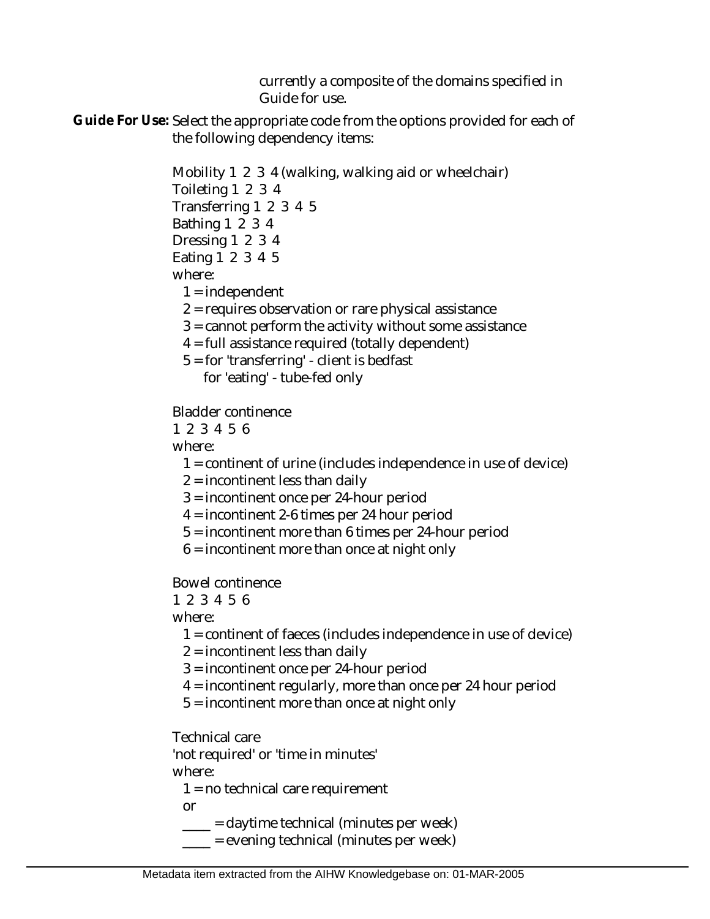currently a composite of the domains specified in Guide for use.

**Guide For Use:** Select the appropriate code from the options provided for each of the following dependency items:

Mobility 1 2 3 4 (walking, walking aid or wheelchair)
Toileting 1 2 3 4
Transferring 1 2 3 4 5
Bathing 1 2 3 4
Dressing 1 2 3 4
Eating 1 2 3 4 5
where:
1 = independent
2 = requires observation or rare physical assistance
3 = cannot perform the activity without some assistance
4 = full assistance required (totally dependent)
5 = for 'transferring' - client is bedfast
for 'eating' - tube-fed only

Bladder continence
1 2 3 4 5 6
where:
1 = continent of urine (includes independence in use of device)
2 = incontinent less than daily
3 = incontinent once per 24-hour period
4 = incontinent 2-6 times per 24 hour period
5 = incontinent more than 6 times per 24-hour period
6 = incontinent more than once at night only

Bowel continence
1 2 3 4 5 6
where:
1 = continent of faeces (includes independence in use of device)
2 = incontinent less than daily
3 = incontinent once per 24-hour period
4 = incontinent regularly, more than once per 24 hour period
5 = incontinent more than once at night only

Technical care
'not required' or 'time in minutes'
where:
1 = no technical care requirement
or
____ = daytime technical (minutes per week)
____ = evening technical (minutes per week)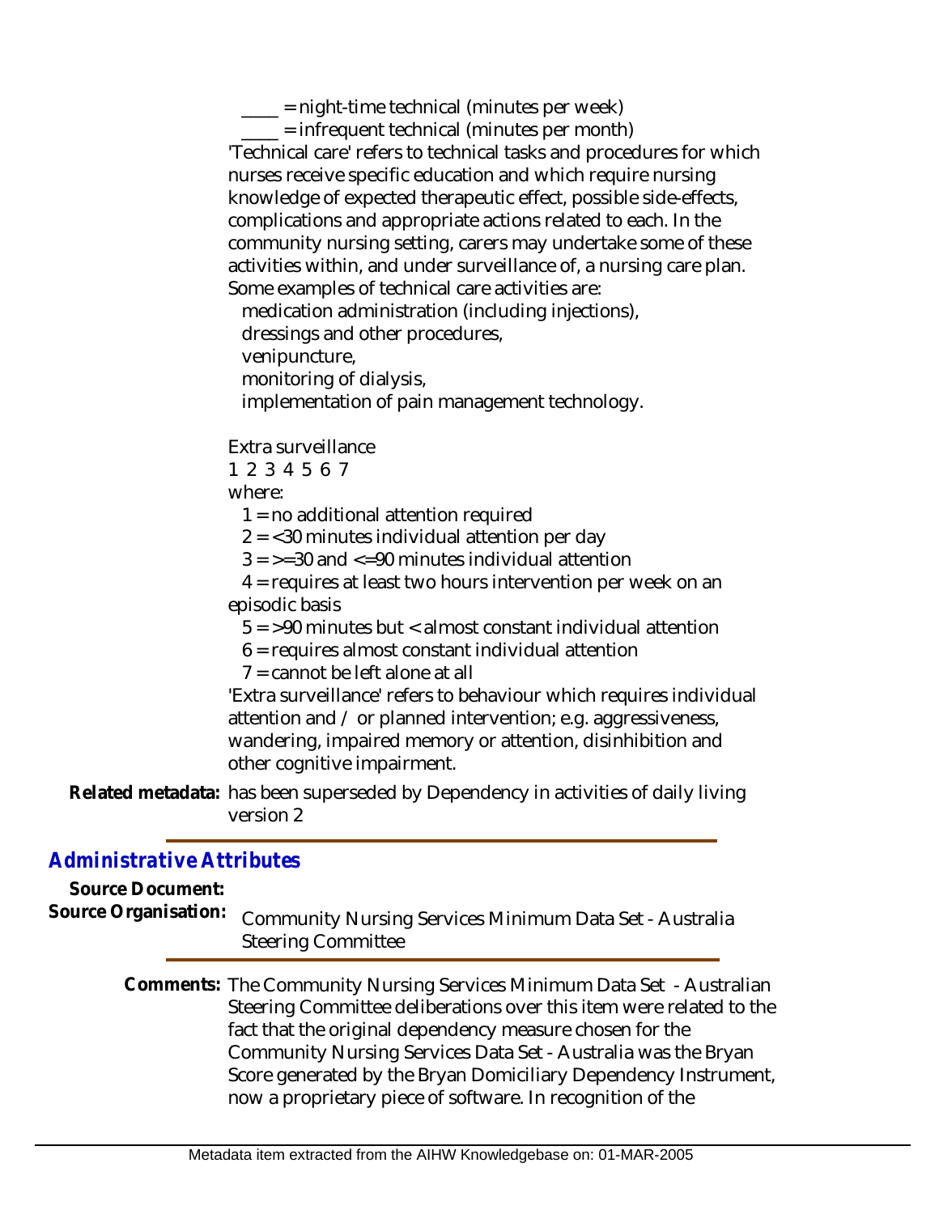____ = night-time technical (minutes per week)

____ = infrequent technical (minutes per month)

'Technical care' refers to technical tasks and procedures for which nurses receive specific education and which require nursing knowledge of expected therapeutic effect, possible side-effects, complications and appropriate actions related to each. In the community nursing setting, carers may undertake some of these activities within, and under surveillance of, a nursing care plan. Some examples of technical care activities are:

medication administration (including injections),
dressings and other procedures,
venipuncture,
monitoring of dialysis,
implementation of pain management technology.

Extra surveillance

1 2 3 4 5 6 7

where:

1 = no additional attention required
2 = <30 minutes individual attention per day
3 = >=30 and <=90 minutes individual attention
4 = requires at least two hours intervention per week on an episodic basis
5 = >90 minutes but < almost constant individual attention
6 = requires almost constant individual attention
7 = cannot be left alone at all

'Extra surveillance' refers to behaviour which requires individual attention and / or planned intervention; e.g. aggressiveness, wandering, impaired memory or attention, disinhibition and other cognitive impairment.

**Related metadata:** has been superseded by Dependency in activities of daily living version 2

## *Administrative Attributes*

**Source Document:**

**Source Organisation:** Community Nursing Services Minimum Data Set - Australia Steering Committee

**Comments:** The Community Nursing Services Minimum Data Set - Australian Steering Committee deliberations over this item were related to the fact that the original dependency measure chosen for the Community Nursing Services Data Set - Australia was the Bryan Score generated by the Bryan Domiciliary Dependency Instrument, now a proprietary piece of software. In recognition of the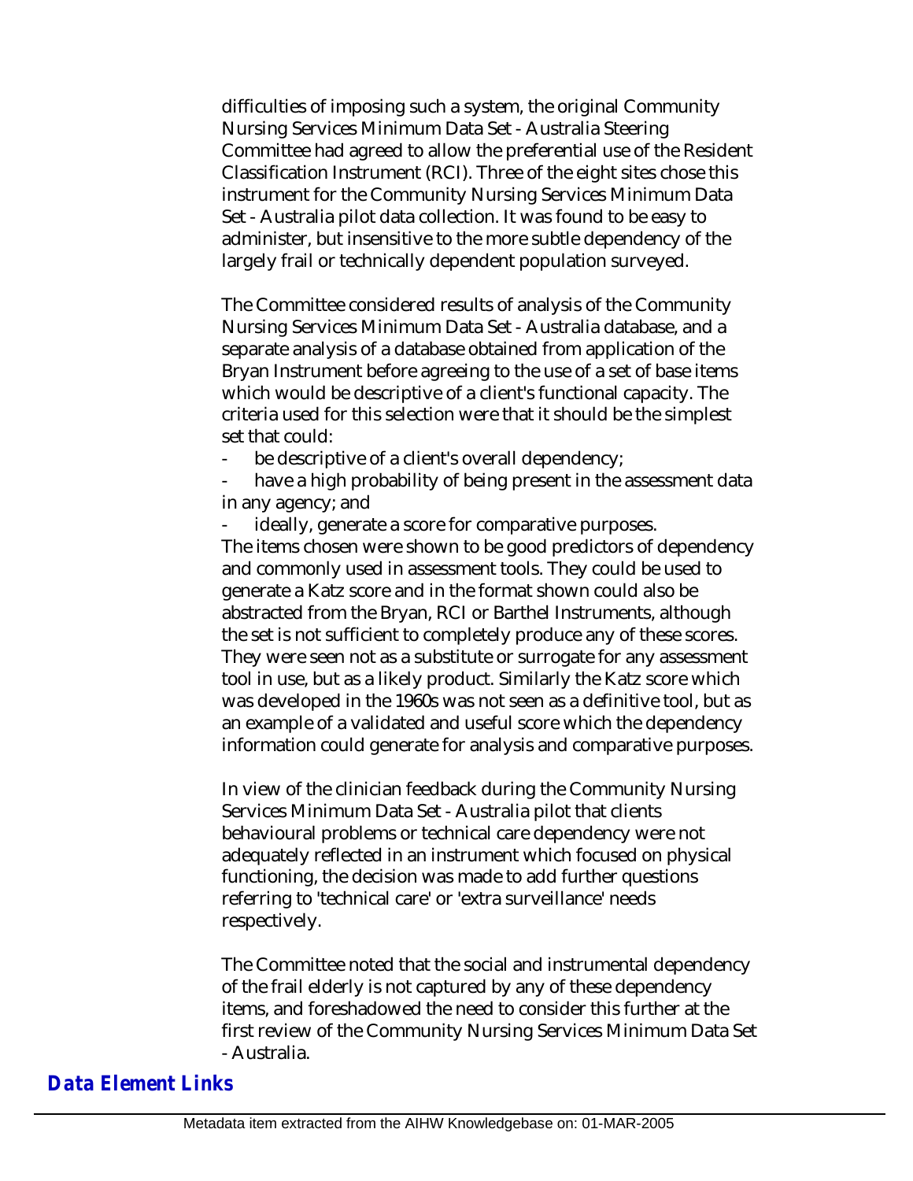difficulties of imposing such a system, the original Community Nursing Services Minimum Data Set - Australia Steering Committee had agreed to allow the preferential use of the Resident Classification Instrument (RCI). Three of the eight sites chose this instrument for the Community Nursing Services Minimum Data Set - Australia pilot data collection. It was found to be easy to administer, but insensitive to the more subtle dependency of the largely frail or technically dependent population surveyed.

The Committee considered results of analysis of the Community Nursing Services Minimum Data Set - Australia database, and a separate analysis of a database obtained from application of the Bryan Instrument before agreeing to the use of a set of base items which would be descriptive of a client's functional capacity. The criteria used for this selection were that it should be the simplest set that could:

- be descriptive of a client's overall dependency;
- have a high probability of being present in the assessment data in any agency; and
- ideally, generate a score for comparative purposes.

The items chosen were shown to be good predictors of dependency and commonly used in assessment tools. They could be used to generate a Katz score and in the format shown could also be abstracted from the Bryan, RCI or Barthel Instruments, although the set is not sufficient to completely produce any of these scores. They were seen not as a substitute or surrogate for any assessment tool in use, but as a likely product. Similarly the Katz score which was developed in the 1960s was not seen as a definitive tool, but as an example of a validated and useful score which the dependency information could generate for analysis and comparative purposes.

In view of the clinician feedback during the Community Nursing Services Minimum Data Set - Australia pilot that clients behavioural problems or technical care dependency were not adequately reflected in an instrument which focused on physical functioning, the decision was made to add further questions referring to 'technical care' or 'extra surveillance' needs respectively.

The Committee noted that the social and instrumental dependency of the frail elderly is not captured by any of these dependency items, and foreshadowed the need to consider this further at the first review of the Community Nursing Services Minimum Data Set - Australia.

## Data Element Links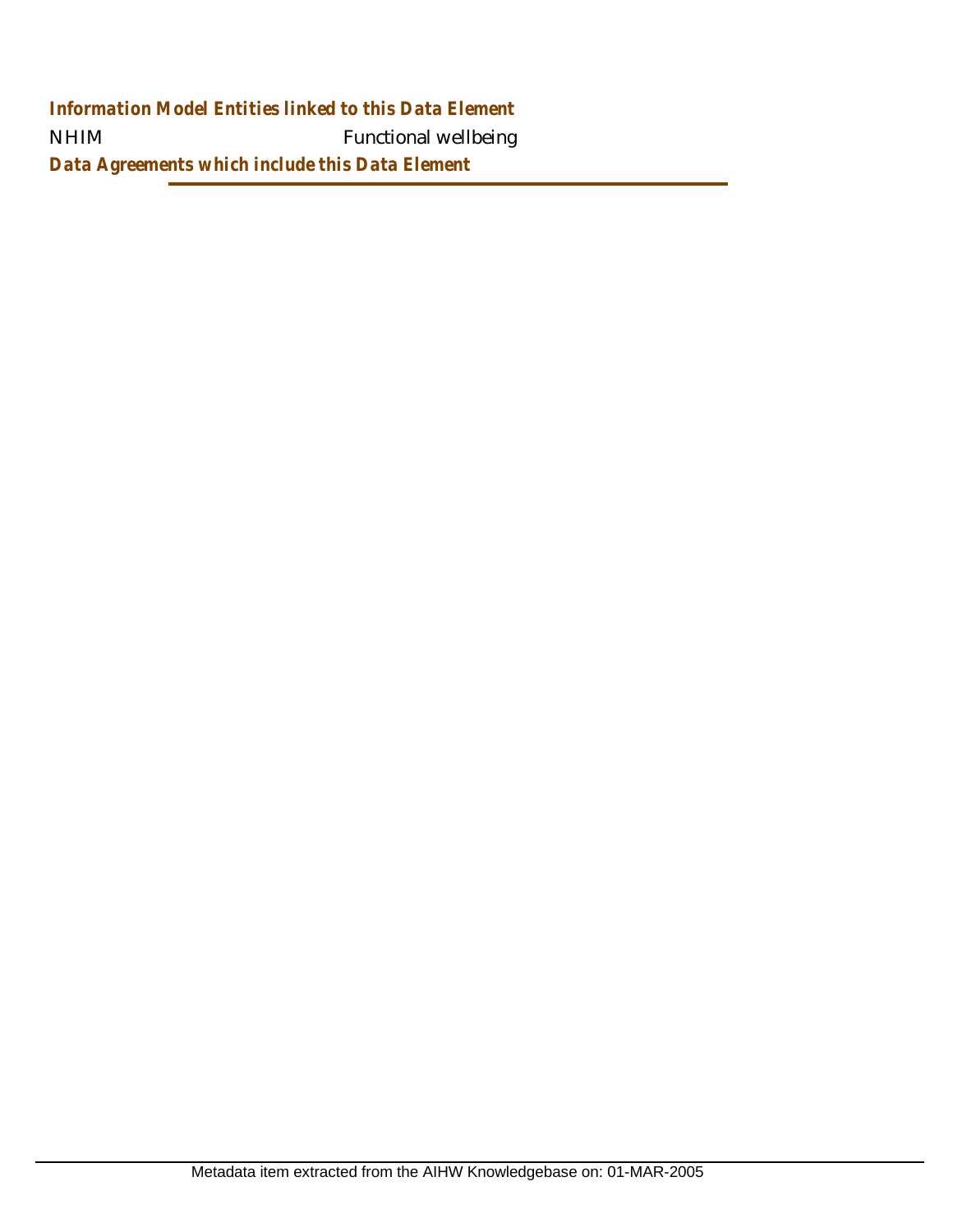***Information Model Entities linked to this Data Element***

| | |
|---|---|
| NHIM | Functional wellbeing |

***Data Agreements which include this Data Element***

---

Metadata item extracted from the AIHW Knowledgebase on: 01-MAR-2005